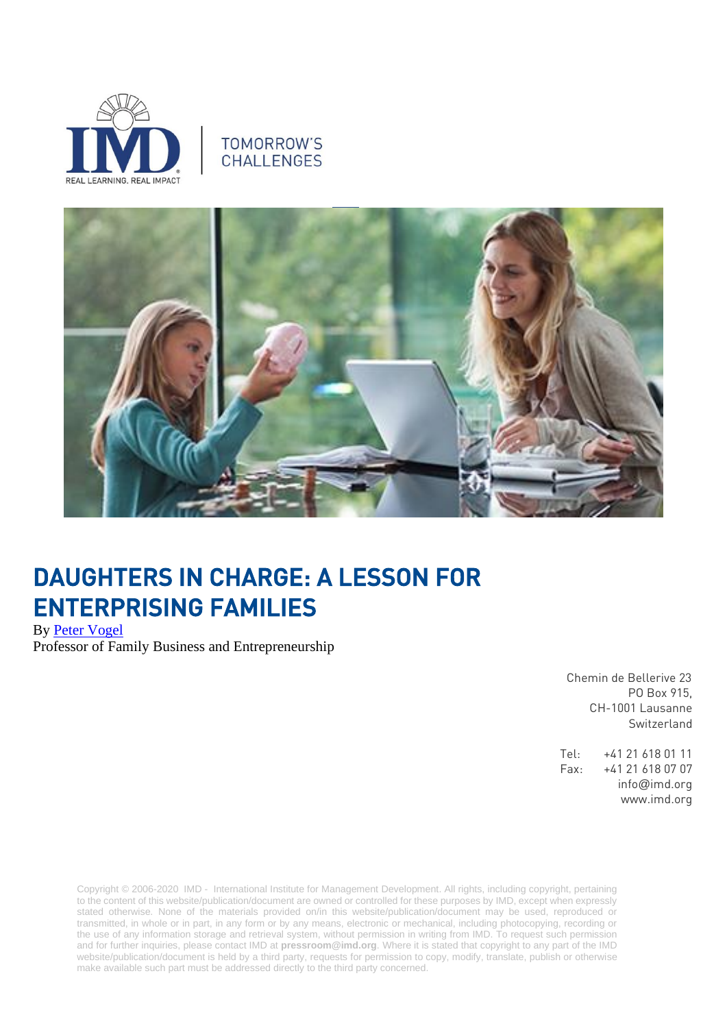TOMORROW'S CHALLENGES

# DAUGHTERS IN CHARGE: A LESSON FOR ENTERPRISING FAMILIES

By Peter Vogel
Professor of Family Business and Entrepreneurship

Chemin de Bellerive 23
PO Box 915,
CH-1001 Lausanne
Switzerland

Tel: +41 21 618 01 11
Fax: +41 21 618 07 07
info@imd.org
www.imd.org

Copyright © 2006-2020 IMD - International Institute for Management Development. All rights, including copyright, pertaining to the content of this website/publication/document are owned or controlled for these purposes by IMD, except when expressly stated otherwise. None of the materials provided on/in this website/publication/document may be used, reproduced or transmitted, in whole or in part, in any form or by any means, electronic or mechanical, including photocopying, recording or the use of any information storage and retrieval system, without permission in writing from IMD. To request such permission and for further inquiries, please contact IMD at **pressroom@imd.org**. Where it is stated that copyright to any part of the IMD website/publication/document is held by a third party, requests for permission to copy, modify, translate, publish or otherwise make available such part must be addressed directly to the third party concerned.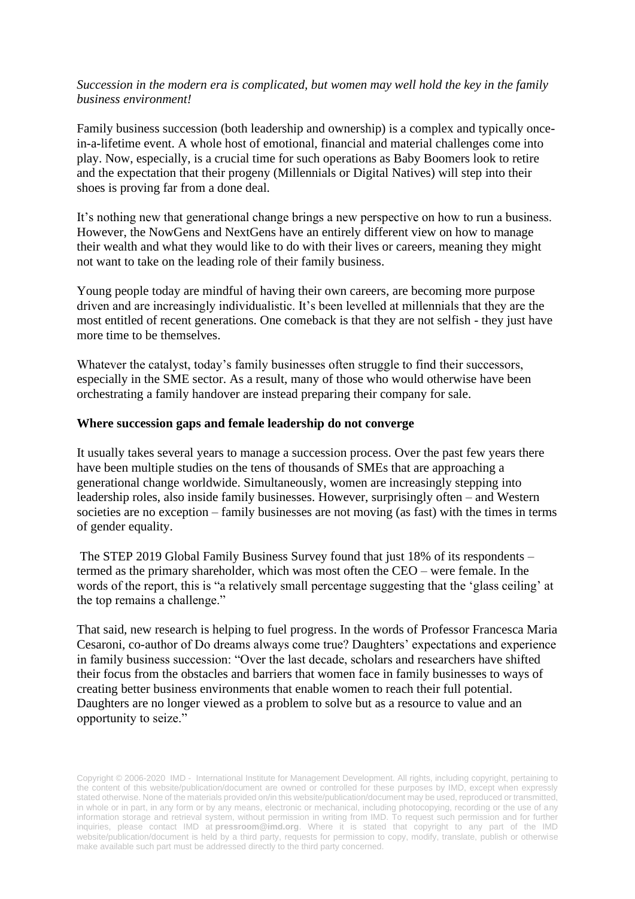*Succession in the modern era is complicated, but women may well hold the key in the family business environment!*

Family business succession (both leadership and ownership) is a complex and typically once-in-a-lifetime event. A whole host of emotional, financial and material challenges come into play. Now, especially, is a crucial time for such operations as Baby Boomers look to retire and the expectation that their progeny (Millennials or Digital Natives) will step into their shoes is proving far from a done deal.

It's nothing new that generational change brings a new perspective on how to run a business. However, the NowGens and NextGens have an entirely different view on how to manage their wealth and what they would like to do with their lives or careers, meaning they might not want to take on the leading role of their family business.

Young people today are mindful of having their own careers, are becoming more purpose driven and are increasingly individualistic. It's been levelled at millennials that they are the most entitled of recent generations. One comeback is that they are not selfish - they just have more time to be themselves.

Whatever the catalyst, today's family businesses often struggle to find their successors, especially in the SME sector. As a result, many of those who would otherwise have been orchestrating a family handover are instead preparing their company for sale.

**Where succession gaps and female leadership do not converge**

It usually takes several years to manage a succession process. Over the past few years there have been multiple studies on the tens of thousands of SMEs that are approaching a generational change worldwide. Simultaneously, women are increasingly stepping into leadership roles, also inside family businesses. However, surprisingly often – and Western societies are no exception – family businesses are not moving (as fast) with the times in terms of gender equality.

The STEP 2019 Global Family Business Survey found that just 18% of its respondents – termed as the primary shareholder, which was most often the CEO – were female. In the words of the report, this is "a relatively small percentage suggesting that the 'glass ceiling' at the top remains a challenge."

That said, new research is helping to fuel progress. In the words of Professor Francesca Maria Cesaroni, co-author of Do dreams always come true? Daughters' expectations and experience in family business succession: "Over the last decade, scholars and researchers have shifted their focus from the obstacles and barriers that women face in family businesses to ways of creating better business environments that enable women to reach their full potential. Daughters are no longer viewed as a problem to solve but as a resource to value and an opportunity to seize."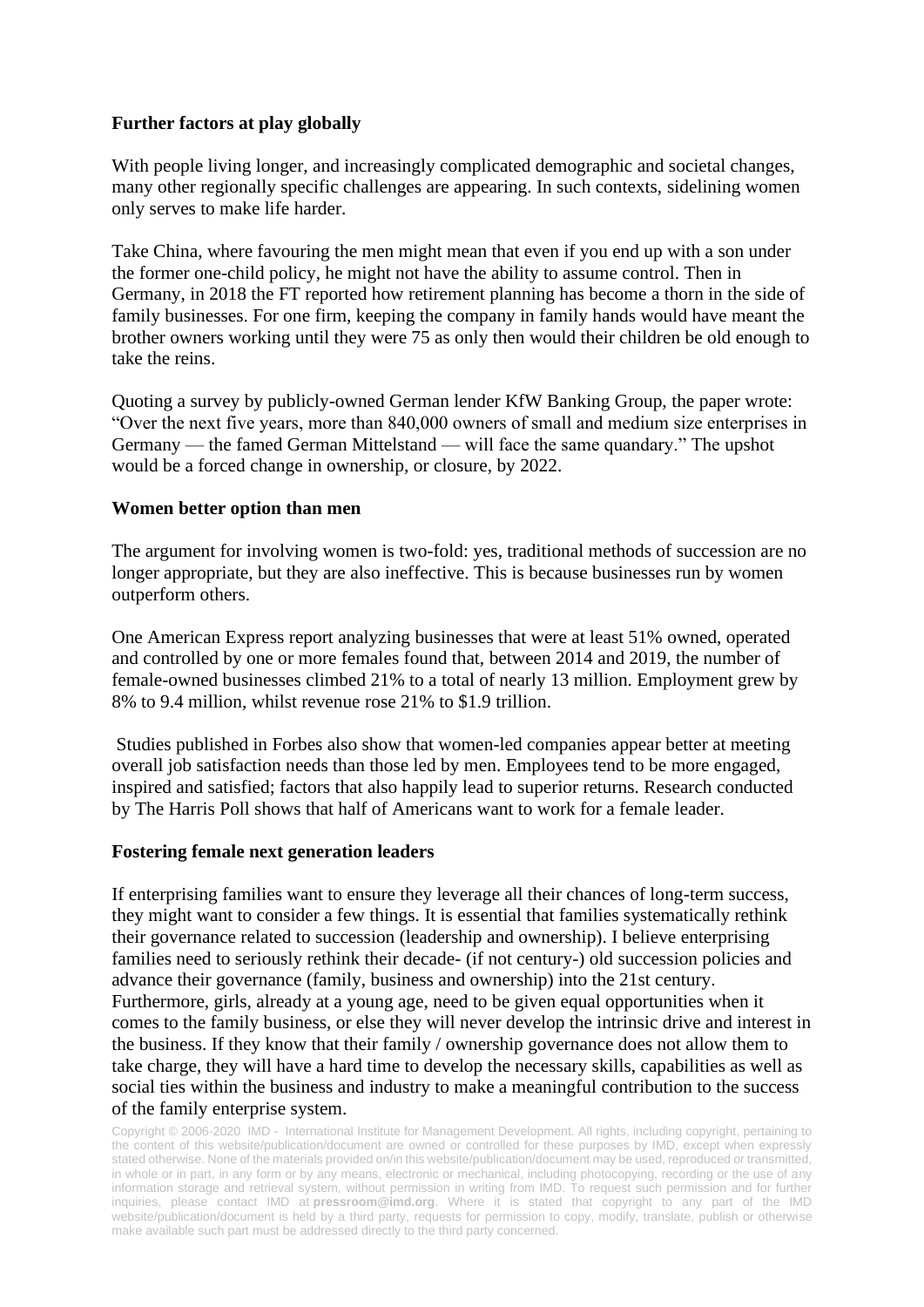**Further factors at play globally**

With people living longer, and increasingly complicated demographic and societal changes, many other regionally specific challenges are appearing. In such contexts, sidelining women only serves to make life harder.

Take China, where favouring the men might mean that even if you end up with a son under the former one-child policy, he might not have the ability to assume control. Then in Germany, in 2018 the FT reported how retirement planning has become a thorn in the side of family businesses. For one firm, keeping the company in family hands would have meant the brother owners working until they were 75 as only then would their children be old enough to take the reins.

Quoting a survey by publicly-owned German lender KfW Banking Group, the paper wrote: "Over the next five years, more than 840,000 owners of small and medium size enterprises in Germany — the famed German Mittelstand — will face the same quandary." The upshot would be a forced change in ownership, or closure, by 2022.

**Women better option than men**

The argument for involving women is two-fold: yes, traditional methods of succession are no longer appropriate, but they are also ineffective. This is because businesses run by women outperform others.

One American Express report analyzing businesses that were at least 51% owned, operated and controlled by one or more females found that, between 2014 and 2019, the number of female-owned businesses climbed 21% to a total of nearly 13 million. Employment grew by 8% to 9.4 million, whilst revenue rose 21% to $1.9 trillion.

Studies published in Forbes also show that women-led companies appear better at meeting overall job satisfaction needs than those led by men. Employees tend to be more engaged, inspired and satisfied; factors that also happily lead to superior returns. Research conducted by The Harris Poll shows that half of Americans want to work for a female leader.

**Fostering female next generation leaders**

If enterprising families want to ensure they leverage all their chances of long-term success, they might want to consider a few things. It is essential that families systematically rethink their governance related to succession (leadership and ownership). I believe enterprising families need to seriously rethink their decade- (if not century-) old succession policies and advance their governance (family, business and ownership) into the 21st century. Furthermore, girls, already at a young age, need to be given equal opportunities when it comes to the family business, or else they will never develop the intrinsic drive and interest in the business. If they know that their family / ownership governance does not allow them to take charge, they will have a hard time to develop the necessary skills, capabilities as well as social ties within the business and industry to make a meaningful contribution to the success of the family enterprise system.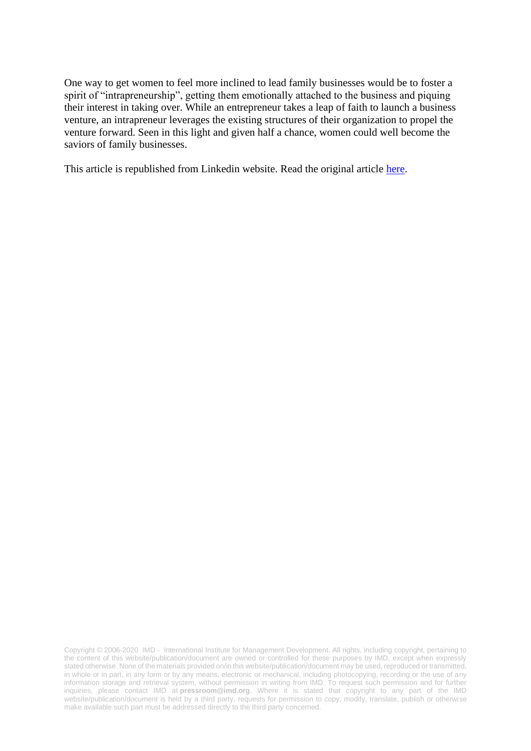One way to get women to feel more inclined to lead family businesses would be to foster a spirit of "intrapreneurship", getting them emotionally attached to the business and piquing their interest in taking over. While an entrepreneur takes a leap of faith to launch a business venture, an intrapreneur leverages the existing structures of their organization to propel the venture forward. Seen in this light and given half a chance, women could well become the saviors of family businesses.

This article is republished from Linkedin website. Read the original article here.

Copyright © 2006-2020 IMD - International Institute for Management Development. All rights, including copyright, pertaining to the content of this website/publication/document are owned or controlled for these purposes by IMD, except when expressly stated otherwise. None of the materials provided on/in this website/publication/document may be used, reproduced or transmitted, in whole or in part, in any form or by any means, electronic or mechanical, including photocopying, recording or the use of any information storage and retrieval system, without permission in writing from IMD. To request such permission and for further inquiries, please contact IMD at **pressroom@imd.org**. Where it is stated that copyright to any part of the IMD website/publication/document is held by a third party, requests for permission to copy, modify, translate, publish or otherwise make available such part must be addressed directly to the third party concerned.